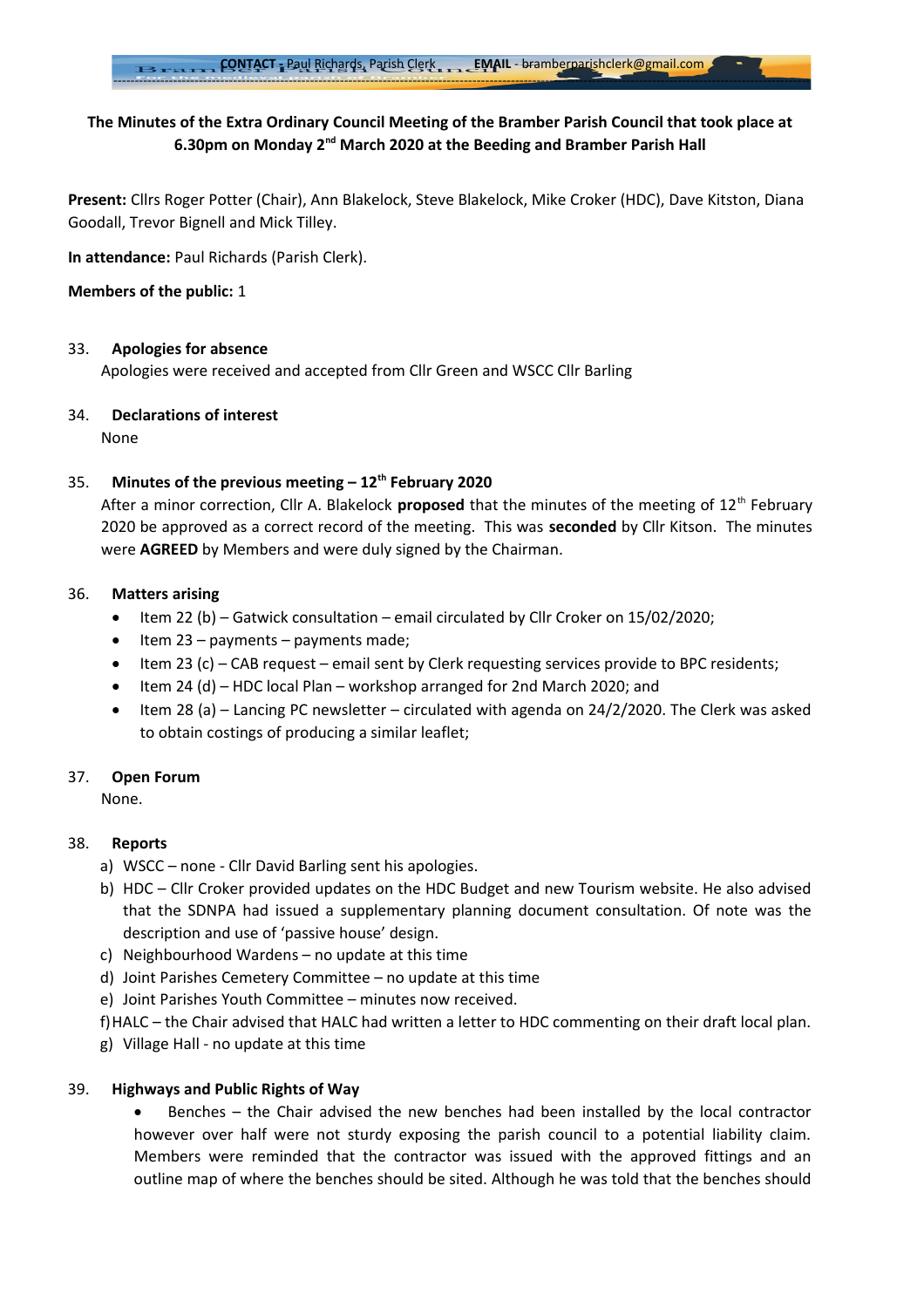**CONTACT** - Paul Richards, Parish Clerk **EMAIL** - bramberparishclerk@gmail.com

**The Minutes of the Extra Ordinary Council Meeting of the Bramber Parish Council that took place at 6.30pm on Monday 2nd March 2020 at the Beeding and Bramber Parish Hall**

**Present:** Cllrs Roger Potter (Chair), Ann Blakelock, Steve Blakelock, Mike Croker (HDC), Dave Kitston, Diana Goodall, Trevor Bignell and Mick Tilley.

**In attendance:** Paul Richards (Parish Clerk).

**Members of the public:** 1

33. **Apologies for absence**
    Apologies were received and accepted from Cllr Green and WSCC Cllr Barling

34. **Declarations of interest**
    None

35. **Minutes of the previous meeting – 12th February 2020**
    After a minor correction, Cllr A. Blakelock **proposed** that the minutes of the meeting of 12th February 2020 be approved as a correct record of the meeting. This was **seconded** by Cllr Kitson. The minutes were **AGREED** by Members and were duly signed by the Chairman.

36. **Matters arising**
    - Item 22 (b) – Gatwick consultation – email circulated by Cllr Croker on 15/02/2020;
    - Item 23 – payments – payments made;
    - Item 23 (c) – CAB request – email sent by Clerk requesting services provide to BPC residents;
    - Item 24 (d) – HDC local Plan – workshop arranged for 2nd March 2020; and
    - Item 28 (a) – Lancing PC newsletter – circulated with agenda on 24/2/2020. The Clerk was asked to obtain costings of producing a similar leaflet;

37. **Open Forum**
    None.

38. **Reports**
    a) WSCC – none - Cllr David Barling sent his apologies.
    b) HDC – Cllr Croker provided updates on the HDC Budget and new Tourism website. He also advised that the SDNPA had issued a supplementary planning document consultation. Of note was the description and use of 'passive house' design.
    c) Neighbourhood Wardens – no update at this time
    d) Joint Parishes Cemetery Committee – no update at this time
    e) Joint Parishes Youth Committee – minutes now received.
    f) HALC – the Chair advised that HALC had written a letter to HDC commenting on their draft local plan.
    g) Village Hall - no update at this time

39. **Highways and Public Rights of Way**
    - Benches – the Chair advised the new benches had been installed by the local contractor however over half were not sturdy exposing the parish council to a potential liability claim. Members were reminded that the contractor was issued with the approved fittings and an outline map of where the benches should be sited. Although he was told that the benches should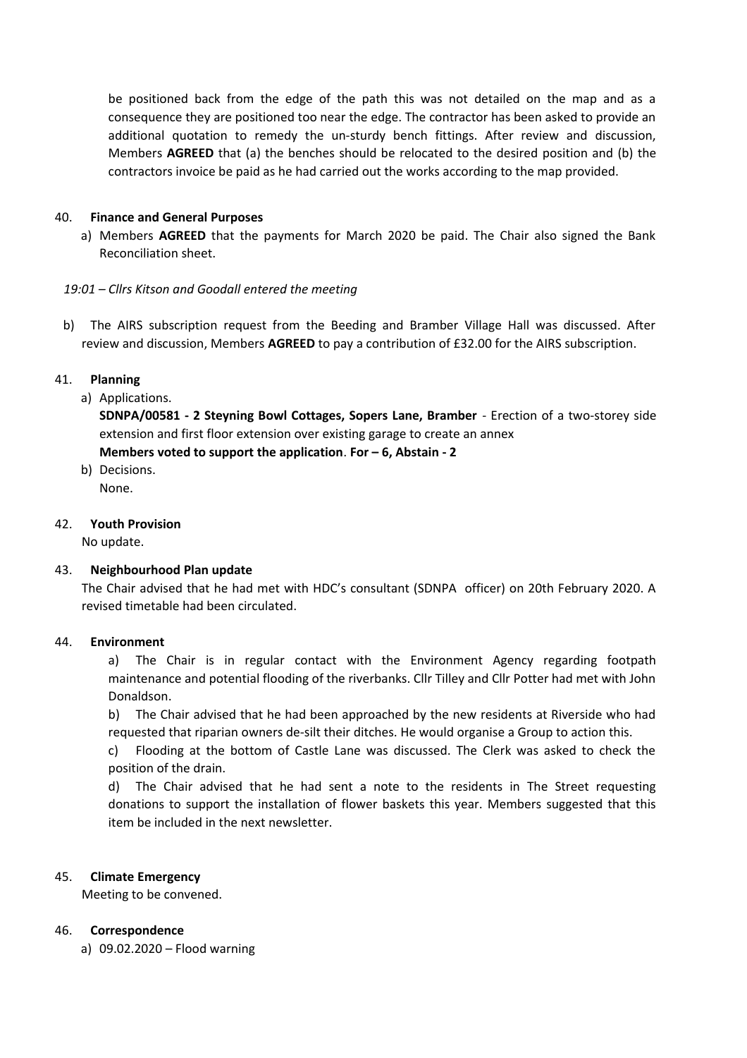be positioned back from the edge of the path this was not detailed on the map and as a consequence they are positioned too near the edge. The contractor has been asked to provide an additional quotation to remedy the un-sturdy bench fittings. After review and discussion, Members **AGREED** that (a) the benches should be relocated to the desired position and (b) the contractors invoice be paid as he had carried out the works according to the map provided.

40. **Finance and General Purposes**

a) Members **AGREED** that the payments for March 2020 be paid. The Chair also signed the Bank Reconciliation sheet.

*19:01 – Cllrs Kitson and Goodall entered the meeting*

b) The AIRS subscription request from the Beeding and Bramber Village Hall was discussed. After review and discussion, Members **AGREED** to pay a contribution of £32.00 for the AIRS subscription.

41. **Planning**

a) Applications.

**SDNPA/00581 - 2 Steyning Bowl Cottages, Sopers Lane, Bramber** - Erection of a two-storey side extension and first floor extension over existing garage to create an annex

**Members voted to support the application**. **For – 6, Abstain - 2**

b) Decisions.

None.

42. **Youth Provision**

No update.

43. **Neighbourhood Plan update**

The Chair advised that he had met with HDC's consultant (SDNPA officer) on 20th February 2020. A revised timetable had been circulated.

44. **Environment**

a) The Chair is in regular contact with the Environment Agency regarding footpath maintenance and potential flooding of the riverbanks. Cllr Tilley and Cllr Potter had met with John Donaldson.

b) The Chair advised that he had been approached by the new residents at Riverside who had requested that riparian owners de-silt their ditches. He would organise a Group to action this.

c) Flooding at the bottom of Castle Lane was discussed. The Clerk was asked to check the position of the drain.

d) The Chair advised that he had sent a note to the residents in The Street requesting donations to support the installation of flower baskets this year. Members suggested that this item be included in the next newsletter.

45. **Climate Emergency**

Meeting to be convened.

46. **Correspondence**

a) 09.02.2020 – Flood warning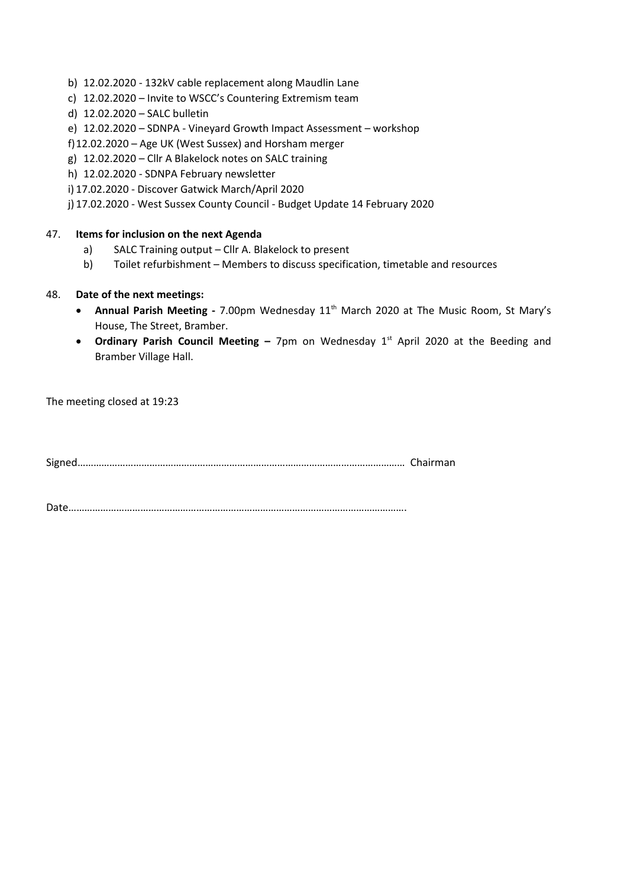b) 12.02.2020 - 132kV cable replacement along Maudlin Lane
c) 12.02.2020 – Invite to WSCC's Countering Extremism team
d) 12.02.2020 – SALC bulletin
e) 12.02.2020 – SDNPA - Vineyard Growth Impact Assessment – workshop
f) 12.02.2020 – Age UK (West Sussex) and Horsham merger
g) 12.02.2020 – Cllr A Blakelock notes on SALC training
h) 12.02.2020 - SDNPA February newsletter
i) 17.02.2020 - Discover Gatwick March/April 2020
j) 17.02.2020 - West Sussex County Council - Budget Update 14 February 2020

47. **Items for inclusion on the next Agenda**
   a) SALC Training output – Cllr A. Blakelock to present
   b) Toilet refurbishment – Members to discuss specification, timetable and resources

48. **Date of the next meetings:**
   - **Annual Parish Meeting -** 7.00pm Wednesday 11th March 2020 at The Music Room, St Mary's House, The Street, Bramber.
   - **Ordinary Parish Council Meeting –** 7pm on Wednesday 1st April 2020 at the Beeding and Bramber Village Hall.

The meeting closed at 19:23

Signed………………………………………………………………………………………………………… Chairman

Date………………………………………………………………………………………………………….